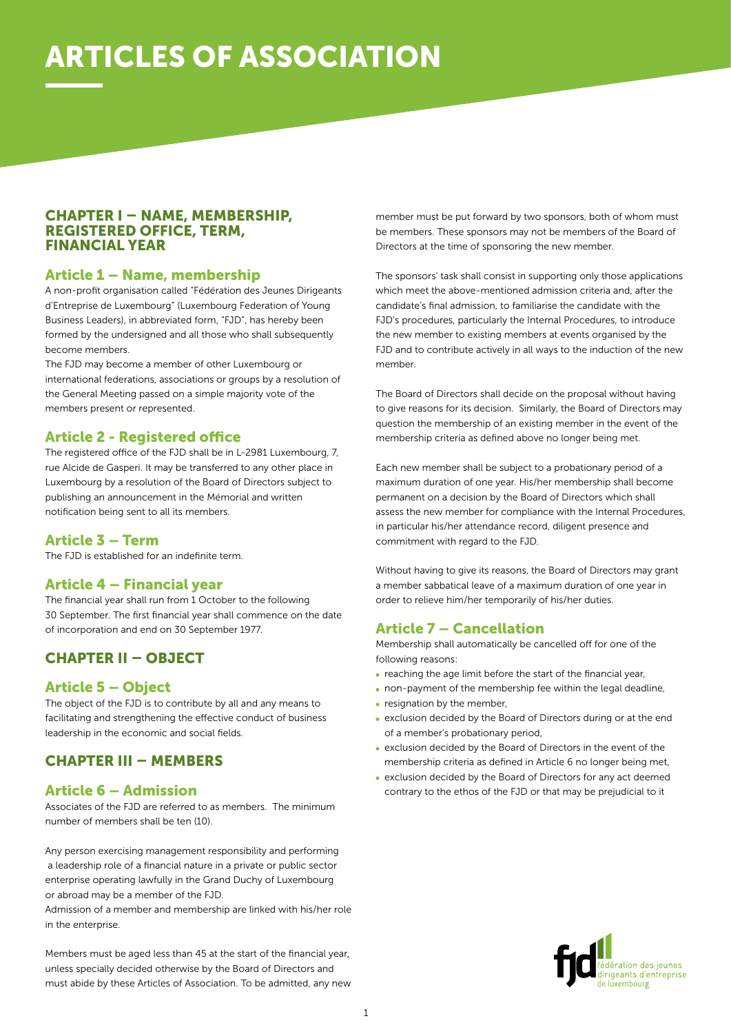# ARTICLES OF ASSOCIATION

## CHAPTER I – NAME, MEMBERSHIP, REGISTERED OFFICE, TERM, FINANCIAL YEAR

### Article 1 – Name, membership

A non-profit organisation called "Fédération des Jeunes Dirigeants d'Entreprise de Luxembourg" (Luxembourg Federation of Young Business Leaders), in abbreviated form, "FJD", has hereby been formed by the undersigned and all those who shall subsequently become members.

The FJD may become a member of other Luxembourg or international federations, associations or groups by a resolution of the General Meeting passed on a simple majority vote of the members present or represented.

### Article 2 - Registered office

The registered office of the FJD shall be in L-2981 Luxembourg, 7, rue Alcide de Gasperi. It may be transferred to any other place in Luxembourg by a resolution of the Board of Directors subject to publishing an announcement in the Mémorial and written notification being sent to all its members.

### Article 3 – Term

The FJD is established for an indefinite term.

### Article 4 – Financial year

The financial year shall run from 1 October to the following 30 September. The first financial year shall commence on the date of incorporation and end on 30 September 1977.

## CHAPTER II – OBJECT

### Article 5 – Object

The object of the FJD is to contribute by all and any means to facilitating and strengthening the effective conduct of business leadership in the economic and social fields.

## CHAPTER III – MEMBERS

### Article 6 – Admission

Associates of the FJD are referred to as members. The minimum number of members shall be ten (10).

Any person exercising management responsibility and performing a leadership role of a financial nature in a private or public sector enterprise operating lawfully in the Grand Duchy of Luxembourg or abroad may be a member of the FJD.

Admission of a member and membership are linked with his/her role in the enterprise.

Members must be aged less than 45 at the start of the financial year, unless specially decided otherwise by the Board of Directors and must abide by these Articles of Association. To be admitted, any new member must be put forward by two sponsors, both of whom must be members. These sponsors may not be members of the Board of Directors at the time of sponsoring the new member.

The sponsors' task shall consist in supporting only those applications which meet the above-mentioned admission criteria and, after the candidate's final admission, to familiarise the candidate with the FJD's procedures, particularly the Internal Procedures, to introduce the new member to existing members at events organised by the FJD and to contribute actively in all ways to the induction of the new member.

The Board of Directors shall decide on the proposal without having to give reasons for its decision. Similarly, the Board of Directors may question the membership of an existing member in the event of the membership criteria as defined above no longer being met.

Each new member shall be subject to a probationary period of a maximum duration of one year. His/her membership shall become permanent on a decision by the Board of Directors which shall assess the new member for compliance with the Internal Procedures, in particular his/her attendance record, diligent presence and commitment with regard to the FJD.

Without having to give its reasons, the Board of Directors may grant a member sabbatical leave of a maximum duration of one year in order to relieve him/her temporarily of his/her duties.

### Article 7 – Cancellation

Membership shall automatically be cancelled off for one of the following reasons:

- reaching the age limit before the start of the financial year,
- non-payment of the membership fee within the legal deadline,
- resignation by the member,
- exclusion decided by the Board of Directors during or at the end of a member's probationary period,
- exclusion decided by the Board of Directors in the event of the membership criteria as defined in Article 6 no longer being met,
- exclusion decided by the Board of Directors for any act deemed contrary to the ethos of the FJD or that may be prejudicial to it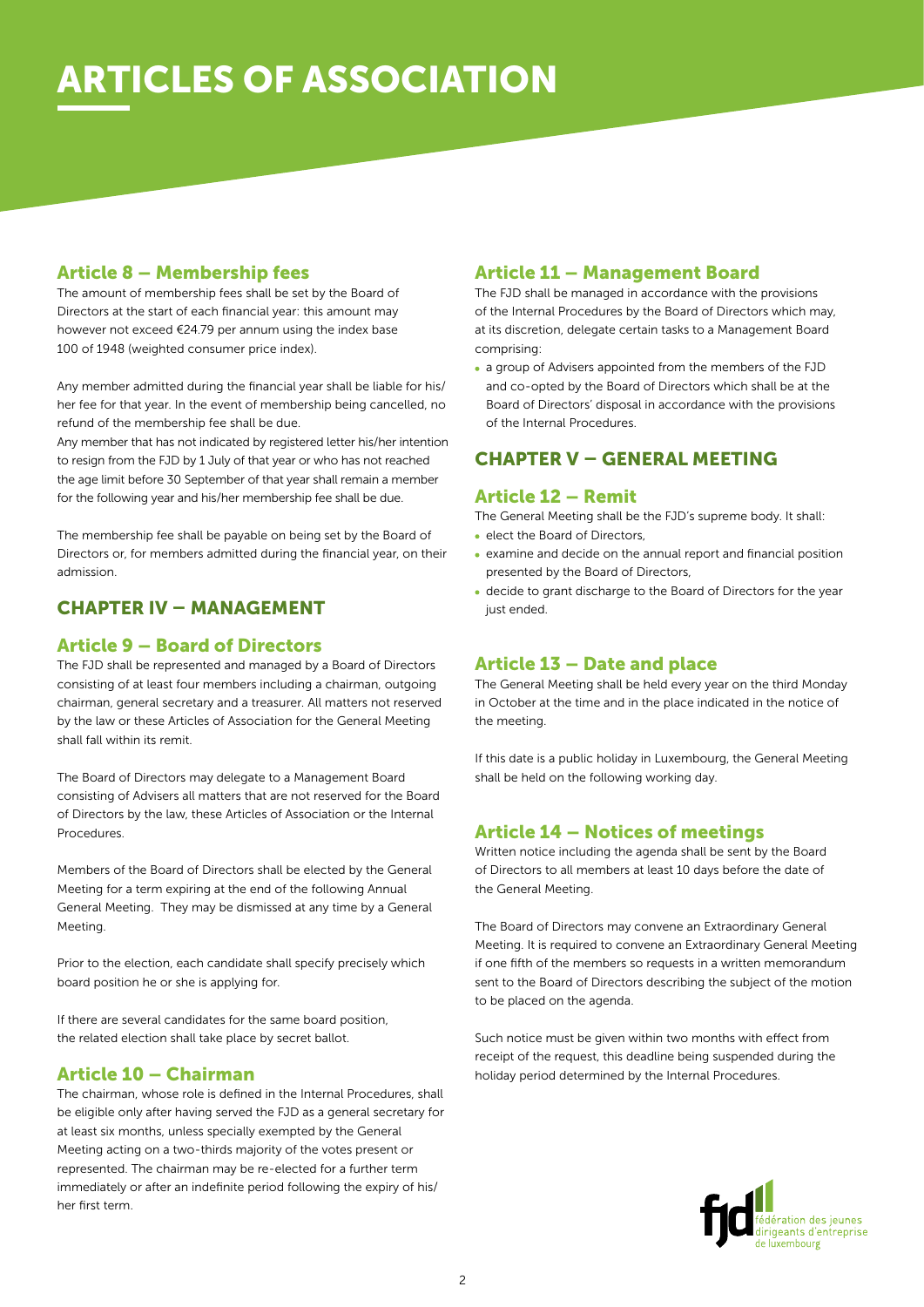# ARTICLES OF ASSOCIATION

### Article 8 – Membership fees

The amount of membership fees shall be set by the Board of Directors at the start of each financial year: this amount may however not exceed €24.79 per annum using the index base 100 of 1948 (weighted consumer price index).

Any member admitted during the financial year shall be liable for his/her fee for that year. In the event of membership being cancelled, no refund of the membership fee shall be due.
Any member that has not indicated by registered letter his/her intention to resign from the FJD by 1 July of that year or who has not reached the age limit before 30 September of that year shall remain a member for the following year and his/her membership fee shall be due.

The membership fee shall be payable on being set by the Board of Directors or, for members admitted during the financial year, on their admission.

## CHAPTER IV – MANAGEMENT

### Article 9 – Board of Directors

The FJD shall be represented and managed by a Board of Directors consisting of at least four members including a chairman, outgoing chairman, general secretary and a treasurer. All matters not reserved by the law or these Articles of Association for the General Meeting shall fall within its remit.

The Board of Directors may delegate to a Management Board consisting of Advisers all matters that are not reserved for the Board of Directors by the law, these Articles of Association or the Internal Procedures.

Members of the Board of Directors shall be elected by the General Meeting for a term expiring at the end of the following Annual General Meeting. They may be dismissed at any time by a General Meeting.

Prior to the election, each candidate shall specify precisely which board position he or she is applying for.

If there are several candidates for the same board position, the related election shall take place by secret ballot.

### Article 10 – Chairman

The chairman, whose role is defined in the Internal Procedures, shall be eligible only after having served the FJD as a general secretary for at least six months, unless specially exempted by the General Meeting acting on a two-thirds majority of the votes present or represented. The chairman may be re-elected for a further term immediately or after an indefinite period following the expiry of his/her first term.

### Article 11 – Management Board

The FJD shall be managed in accordance with the provisions of the Internal Procedures by the Board of Directors which may, at its discretion, delegate certain tasks to a Management Board comprising:

- a group of Advisers appointed from the members of the FJD and co-opted by the Board of Directors which shall be at the Board of Directors' disposal in accordance with the provisions of the Internal Procedures.

## CHAPTER V – GENERAL MEETING

### Article 12 – Remit

The General Meeting shall be the FJD's supreme body. It shall:

- elect the Board of Directors,
- examine and decide on the annual report and financial position presented by the Board of Directors,
- decide to grant discharge to the Board of Directors for the year just ended.

### Article 13 – Date and place

The General Meeting shall be held every year on the third Monday in October at the time and in the place indicated in the notice of the meeting.

If this date is a public holiday in Luxembourg, the General Meeting shall be held on the following working day.

### Article 14 – Notices of meetings

Written notice including the agenda shall be sent by the Board of Directors to all members at least 10 days before the date of the General Meeting.

The Board of Directors may convene an Extraordinary General Meeting. It is required to convene an Extraordinary General Meeting if one fifth of the members so requests in a written memorandum sent to the Board of Directors describing the subject of the motion to be placed on the agenda.

Such notice must be given within two months with effect from receipt of the request, this deadline being suspended during the holiday period determined by the Internal Procedures.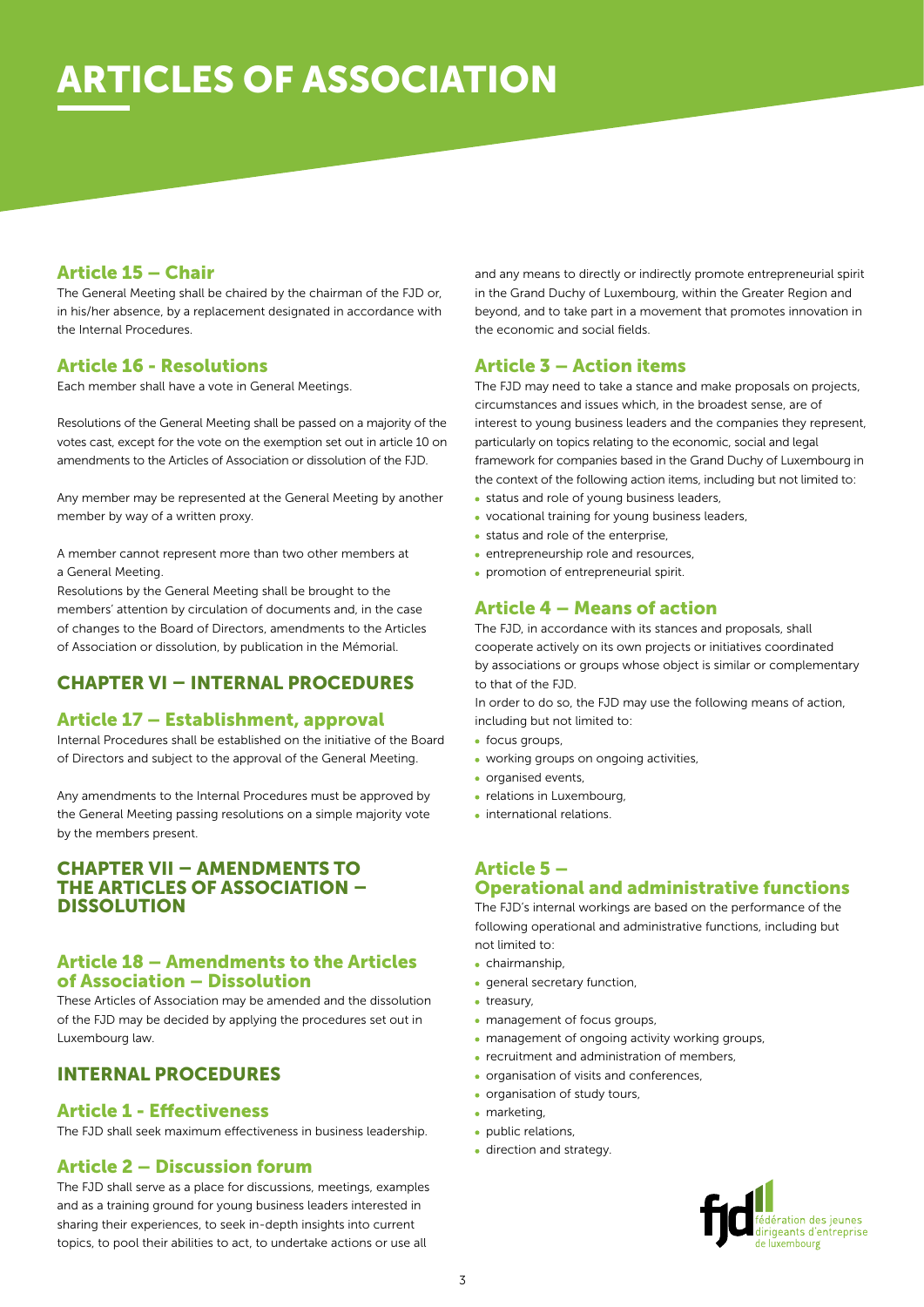# ARTICLES OF ASSOCIATION

### Article 15 – Chair

The General Meeting shall be chaired by the chairman of the FJD or, in his/her absence, by a replacement designated in accordance with the Internal Procedures.

### Article 16 - Resolutions

Each member shall have a vote in General Meetings.

Resolutions of the General Meeting shall be passed on a majority of the votes cast, except for the vote on the exemption set out in article 10 on amendments to the Articles of Association or dissolution of the FJD.

Any member may be represented at the General Meeting by another member by way of a written proxy.

A member cannot represent more than two other members at a General Meeting.

Resolutions by the General Meeting shall be brought to the members' attention by circulation of documents and, in the case of changes to the Board of Directors, amendments to the Articles of Association or dissolution, by publication in the Mémorial.

## CHAPTER VI – INTERNAL PROCEDURES

### Article 17 – Establishment, approval

Internal Procedures shall be established on the initiative of the Board of Directors and subject to the approval of the General Meeting.

Any amendments to the Internal Procedures must be approved by the General Meeting passing resolutions on a simple majority vote by the members present.

## CHAPTER VII – AMENDMENTS TO THE ARTICLES OF ASSOCIATION – DISSOLUTION

### Article 18 – Amendments to the Articles of Association – Dissolution

These Articles of Association may be amended and the dissolution of the FJD may be decided by applying the procedures set out in Luxembourg law.

## INTERNAL PROCEDURES

### Article 1 - Effectiveness

The FJD shall seek maximum effectiveness in business leadership.

### Article 2 – Discussion forum

The FJD shall serve as a place for discussions, meetings, examples and as a training ground for young business leaders interested in sharing their experiences, to seek in-depth insights into current topics, to pool their abilities to act, to undertake actions or use all and any means to directly or indirectly promote entrepreneurial spirit in the Grand Duchy of Luxembourg, within the Greater Region and beyond, and to take part in a movement that promotes innovation in the economic and social fields.

### Article 3 – Action items

The FJD may need to take a stance and make proposals on projects, circumstances and issues which, in the broadest sense, are of interest to young business leaders and the companies they represent, particularly on topics relating to the economic, social and legal framework for companies based in the Grand Duchy of Luxembourg in the context of the following action items, including but not limited to:

- status and role of young business leaders,
- vocational training for young business leaders,
- status and role of the enterprise,
- entrepreneurship role and resources,
- promotion of entrepreneurial spirit.

### Article 4 – Means of action

The FJD, in accordance with its stances and proposals, shall cooperate actively on its own projects or initiatives coordinated by associations or groups whose object is similar or complementary to that of the FJD.

In order to do so, the FJD may use the following means of action, including but not limited to:

- focus groups,
- working groups on ongoing activities,
- organised events,
- relations in Luxembourg,
- international relations.

### Article 5 – Operational and administrative functions

The FJD's internal workings are based on the performance of the following operational and administrative functions, including but not limited to:

- chairmanship,
- general secretary function,
- treasury,
- management of focus groups,
- management of ongoing activity working groups,
- recruitment and administration of members,
- organisation of visits and conferences,
- organisation of study tours,
- marketing,
- public relations,
- direction and strategy.

fjd fédération des jeunes dirigeants d'entreprise de luxembourg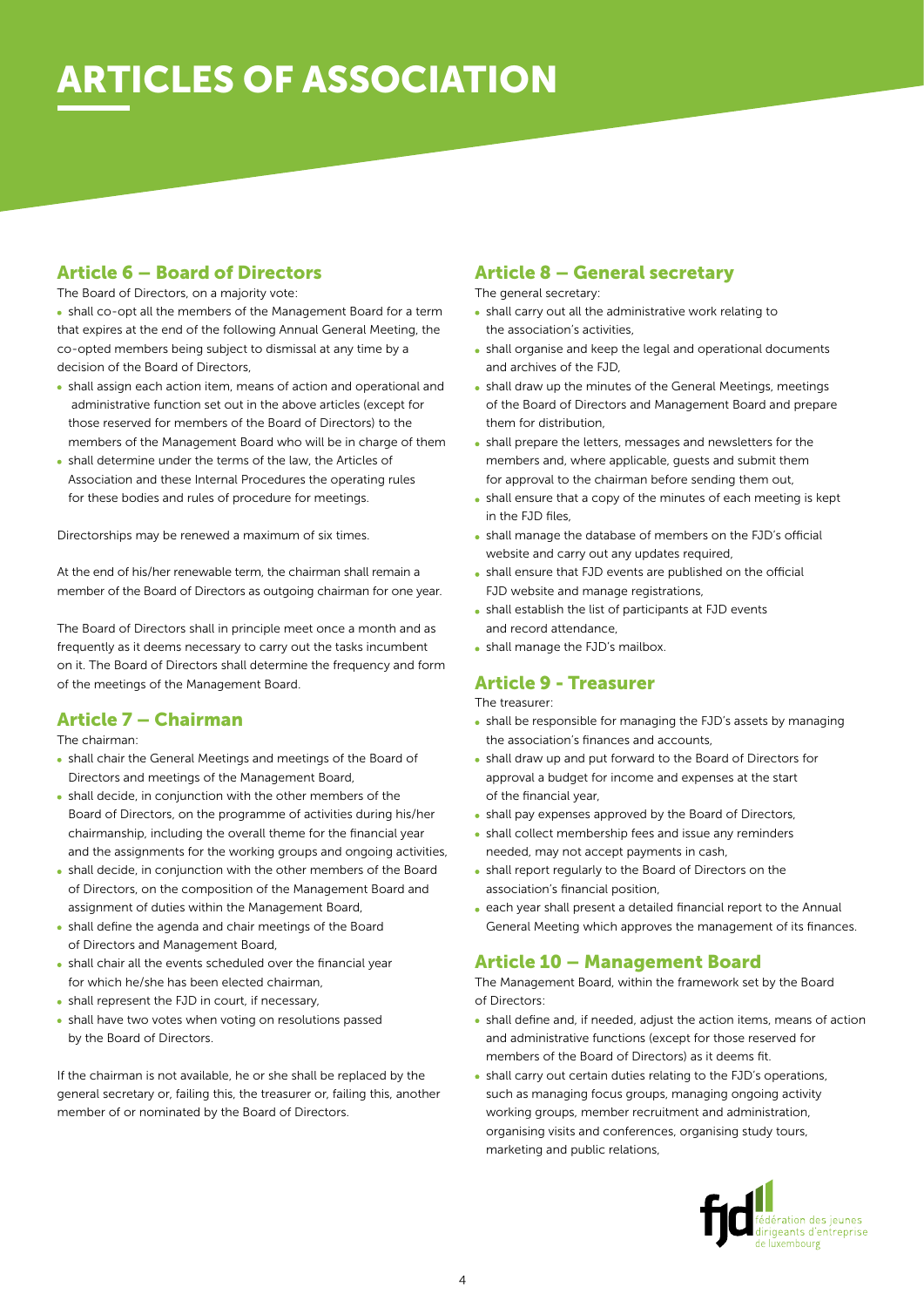# ARTICLES OF ASSOCIATION

## Article 6 – Board of Directors

The Board of Directors, on a majority vote:

- shall co-opt all the members of the Management Board for a term that expires at the end of the following Annual General Meeting, the co-opted members being subject to dismissal at any time by a decision of the Board of Directors,
- shall assign each action item, means of action and operational and administrative function set out in the above articles (except for those reserved for members of the Board of Directors) to the members of the Management Board who will be in charge of them
- shall determine under the terms of the law, the Articles of Association and these Internal Procedures the operating rules for these bodies and rules of procedure for meetings.

Directorships may be renewed a maximum of six times.

At the end of his/her renewable term, the chairman shall remain a member of the Board of Directors as outgoing chairman for one year.

The Board of Directors shall in principle meet once a month and as frequently as it deems necessary to carry out the tasks incumbent on it. The Board of Directors shall determine the frequency and form of the meetings of the Management Board.

## Article 7 – Chairman

The chairman:

- shall chair the General Meetings and meetings of the Board of Directors and meetings of the Management Board,
- shall decide, in conjunction with the other members of the Board of Directors, on the programme of activities during his/her chairmanship, including the overall theme for the financial year and the assignments for the working groups and ongoing activities,
- shall decide, in conjunction with the other members of the Board of Directors, on the composition of the Management Board and assignment of duties within the Management Board,
- shall define the agenda and chair meetings of the Board of Directors and Management Board,
- shall chair all the events scheduled over the financial year for which he/she has been elected chairman,
- shall represent the FJD in court, if necessary,
- shall have two votes when voting on resolutions passed by the Board of Directors.

If the chairman is not available, he or she shall be replaced by the general secretary or, failing this, the treasurer or, failing this, another member of or nominated by the Board of Directors.

## Article 8 – General secretary

The general secretary:

- shall carry out all the administrative work relating to the association's activities,
- shall organise and keep the legal and operational documents and archives of the FJD,
- shall draw up the minutes of the General Meetings, meetings of the Board of Directors and Management Board and prepare them for distribution,
- shall prepare the letters, messages and newsletters for the members and, where applicable, guests and submit them for approval to the chairman before sending them out,
- shall ensure that a copy of the minutes of each meeting is kept in the FJD files,
- shall manage the database of members on the FJD's official website and carry out any updates required,
- shall ensure that FJD events are published on the official FJD website and manage registrations,
- shall establish the list of participants at FJD events and record attendance,
- shall manage the FJD's mailbox.

## Article 9 - Treasurer

The treasurer:

- shall be responsible for managing the FJD's assets by managing the association's finances and accounts,
- shall draw up and put forward to the Board of Directors for approval a budget for income and expenses at the start of the financial year,
- shall pay expenses approved by the Board of Directors,
- shall collect membership fees and issue any reminders needed, may not accept payments in cash,
- shall report regularly to the Board of Directors on the association's financial position,
- each year shall present a detailed financial report to the Annual General Meeting which approves the management of its finances.

## Article 10 – Management Board

The Management Board, within the framework set by the Board of Directors:

- shall define and, if needed, adjust the action items, means of action and administrative functions (except for those reserved for members of the Board of Directors) as it deems fit.
- shall carry out certain duties relating to the FJD's operations, such as managing focus groups, managing ongoing activity working groups, member recruitment and administration, organising visits and conferences, organising study tours, marketing and public relations,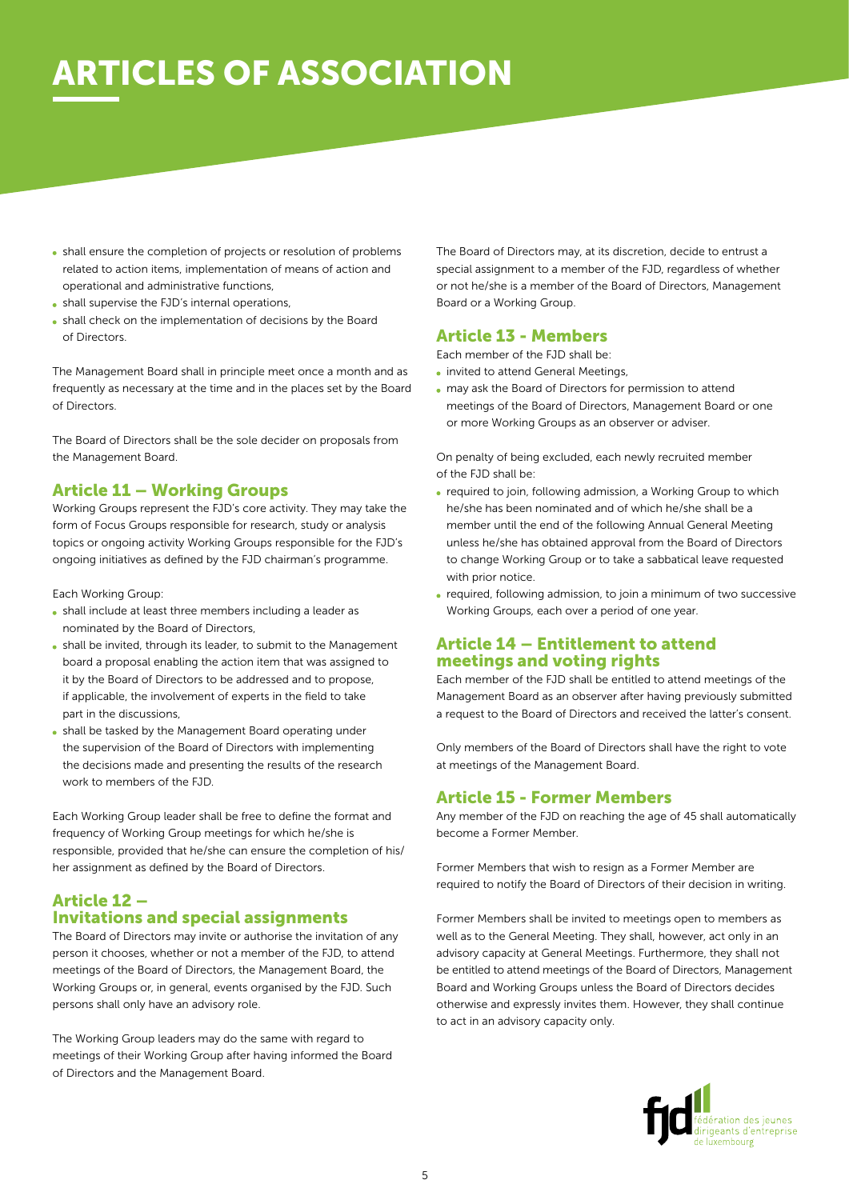# ARTICLES OF ASSOCIATION

- shall ensure the completion of projects or resolution of problems related to action items, implementation of means of action and operational and administrative functions,
- shall supervise the FJD's internal operations,
- shall check on the implementation of decisions by the Board of Directors.

The Management Board shall in principle meet once a month and as frequently as necessary at the time and in the places set by the Board of Directors.

The Board of Directors shall be the sole decider on proposals from the Management Board.

## Article 11 – Working Groups

Working Groups represent the FJD's core activity. They may take the form of Focus Groups responsible for research, study or analysis topics or ongoing activity Working Groups responsible for the FJD's ongoing initiatives as defined by the FJD chairman's programme.

Each Working Group:

- shall include at least three members including a leader as nominated by the Board of Directors,
- shall be invited, through its leader, to submit to the Management board a proposal enabling the action item that was assigned to it by the Board of Directors to be addressed and to propose, if applicable, the involvement of experts in the field to take part in the discussions,
- shall be tasked by the Management Board operating under the supervision of the Board of Directors with implementing the decisions made and presenting the results of the research work to members of the FJD.

Each Working Group leader shall be free to define the format and frequency of Working Group meetings for which he/she is responsible, provided that he/she can ensure the completion of his/her assignment as defined by the Board of Directors.

## Article 12 – Invitations and special assignments

The Board of Directors may invite or authorise the invitation of any person it chooses, whether or not a member of the FJD, to attend meetings of the Board of Directors, the Management Board, the Working Groups or, in general, events organised by the FJD. Such persons shall only have an advisory role.

The Working Group leaders may do the same with regard to meetings of their Working Group after having informed the Board of Directors and the Management Board.

The Board of Directors may, at its discretion, decide to entrust a special assignment to a member of the FJD, regardless of whether or not he/she is a member of the Board of Directors, Management Board or a Working Group.

## Article 13 - Members

Each member of the FJD shall be:

- invited to attend General Meetings,
- may ask the Board of Directors for permission to attend meetings of the Board of Directors, Management Board or one or more Working Groups as an observer or adviser.

On penalty of being excluded, each newly recruited member of the FJD shall be:

- required to join, following admission, a Working Group to which he/she has been nominated and of which he/she shall be a member until the end of the following Annual General Meeting unless he/she has obtained approval from the Board of Directors to change Working Group or to take a sabbatical leave requested with prior notice.
- required, following admission, to join a minimum of two successive Working Groups, each over a period of one year.

## Article 14 – Entitlement to attend meetings and voting rights

Each member of the FJD shall be entitled to attend meetings of the Management Board as an observer after having previously submitted a request to the Board of Directors and received the latter's consent.

Only members of the Board of Directors shall have the right to vote at meetings of the Management Board.

## Article 15 - Former Members

Any member of the FJD on reaching the age of 45 shall automatically become a Former Member.

Former Members that wish to resign as a Former Member are required to notify the Board of Directors of their decision in writing.

Former Members shall be invited to meetings open to members as well as to the General Meeting. They shall, however, act only in an advisory capacity at General Meetings. Furthermore, they shall not be entitled to attend meetings of the Board of Directors, Management Board and Working Groups unless the Board of Directors decides otherwise and expressly invites them. However, they shall continue to act in an advisory capacity only.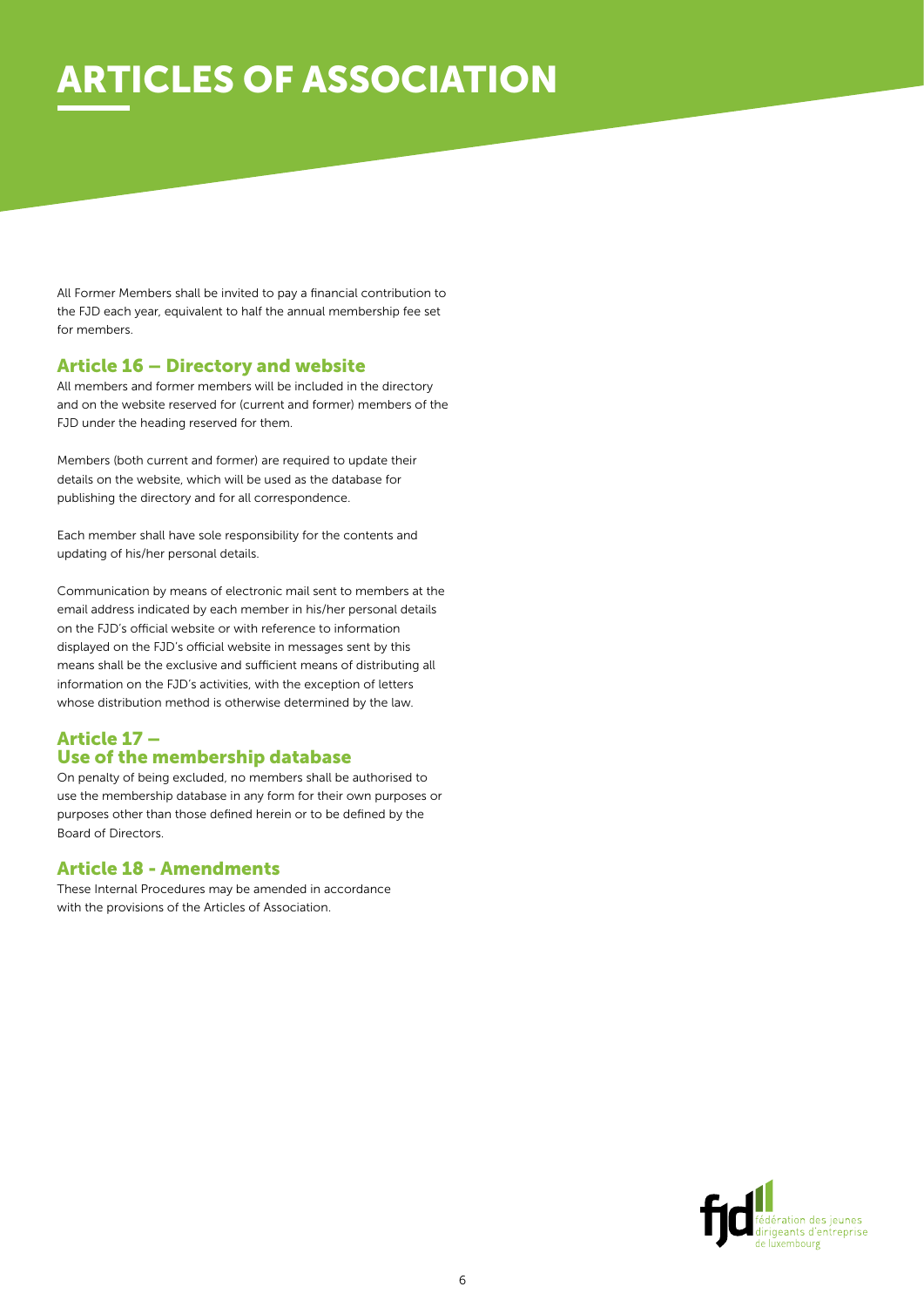# ARTICLES OF ASSOCIATION

All Former Members shall be invited to pay a financial contribution to the FJD each year, equivalent to half the annual membership fee set for members.

## Article 16 – Directory and website

All members and former members will be included in the directory and on the website reserved for (current and former) members of the FJD under the heading reserved for them.

Members (both current and former) are required to update their details on the website, which will be used as the database for publishing the directory and for all correspondence.

Each member shall have sole responsibility for the contents and updating of his/her personal details.

Communication by means of electronic mail sent to members at the email address indicated by each member in his/her personal details on the FJD's official website or with reference to information displayed on the FJD's official website in messages sent by this means shall be the exclusive and sufficient means of distributing all information on the FJD's activities, with the exception of letters whose distribution method is otherwise determined by the law.

## Article 17 – Use of the membership database

On penalty of being excluded, no members shall be authorised to use the membership database in any form for their own purposes or purposes other than those defined herein or to be defined by the Board of Directors.

## Article 18 - Amendments

These Internal Procedures may be amended in accordance with the provisions of the Articles of Association.

fjd fédération des jeunes dirigeants d'entreprise de luxembourg